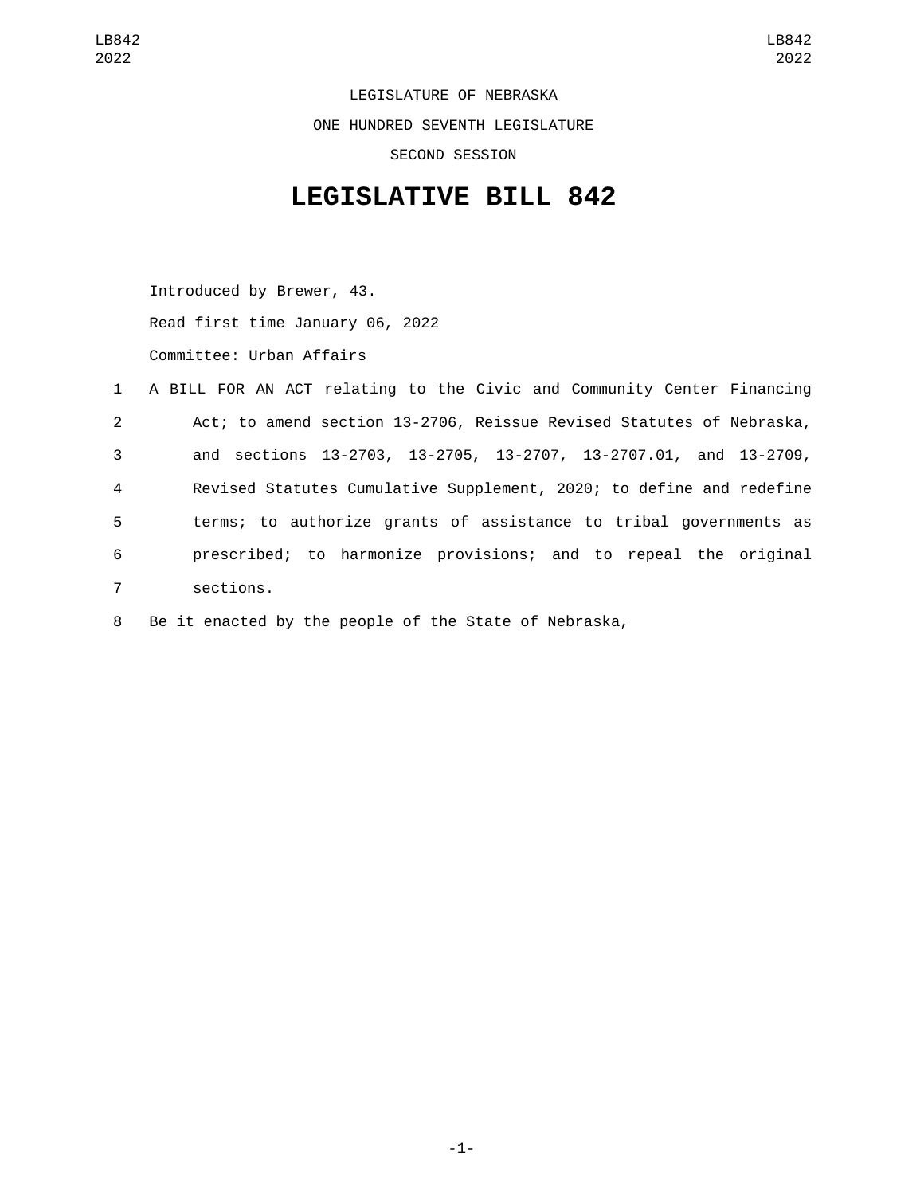LEGISLATURE OF NEBRASKA

ONE HUNDRED SEVENTH LEGISLATURE

SECOND SESSION

# LEGISLATIVE BILL 842

Introduced by Brewer, 43.

Read first time January 06, 2022

Committee: Urban Affairs

1 A BILL FOR AN ACT relating to the Civic and Community Center Financing
2 Act; to amend section 13-2706, Reissue Revised Statutes of Nebraska,
3 and sections 13-2703, 13-2705, 13-2707, 13-2707.01, and 13-2709,
4 Revised Statutes Cumulative Supplement, 2020; to define and redefine
5 terms; to authorize grants of assistance to tribal governments as
6 prescribed; to harmonize provisions; and to repeal the original
7 sections.

8 Be it enacted by the people of the State of Nebraska,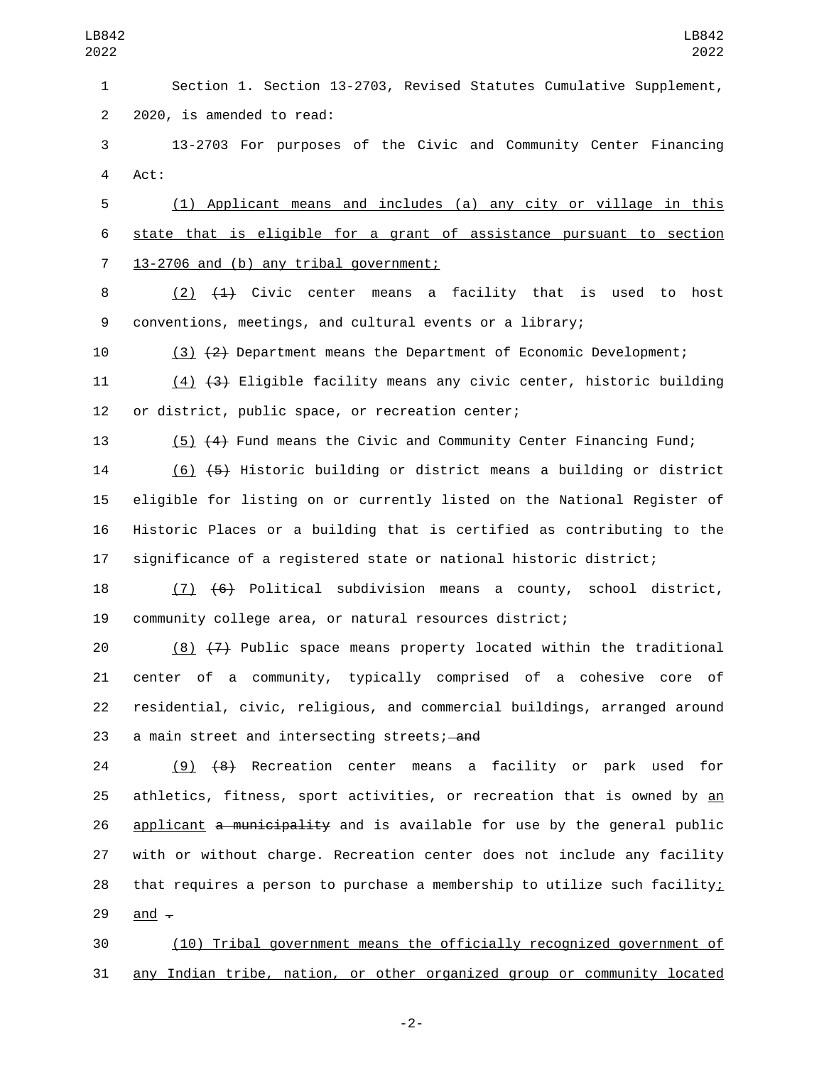Section 1. Section 13-2703, Revised Statutes Cumulative Supplement, 2020, is amended to read:

13-2703 For purposes of the Civic and Community Center Financing Act:

(1) Applicant means and includes (a) any city or village in this state that is eligible for a grant of assistance pursuant to section 13-2706 and (b) any tribal government;

(2) ~~(1)~~ Civic center means a facility that is used to host conventions, meetings, and cultural events or a library;

(3) ~~(2)~~ Department means the Department of Economic Development;

(4) ~~(3)~~ Eligible facility means any civic center, historic building or district, public space, or recreation center;

(5) ~~(4)~~ Fund means the Civic and Community Center Financing Fund;

(6) ~~(5)~~ Historic building or district means a building or district eligible for listing on or currently listed on the National Register of Historic Places or a building that is certified as contributing to the significance of a registered state or national historic district;

(7) ~~(6)~~ Political subdivision means a county, school district, community college area, or natural resources district;

(8) ~~(7)~~ Public space means property located within the traditional center of a community, typically comprised of a cohesive core of residential, civic, religious, and commercial buildings, arranged around a main street and intersecting streets; ~~and~~

(9) ~~(8)~~ Recreation center means a facility or park used for athletics, fitness, sport activities, or recreation that is owned by an applicant ~~a municipality~~ and is available for use by the general public with or without charge. Recreation center does not include any facility that requires a person to purchase a membership to utilize such facility; and ~~.~~

(10) Tribal government means the officially recognized government of any Indian tribe, nation, or other organized group or community located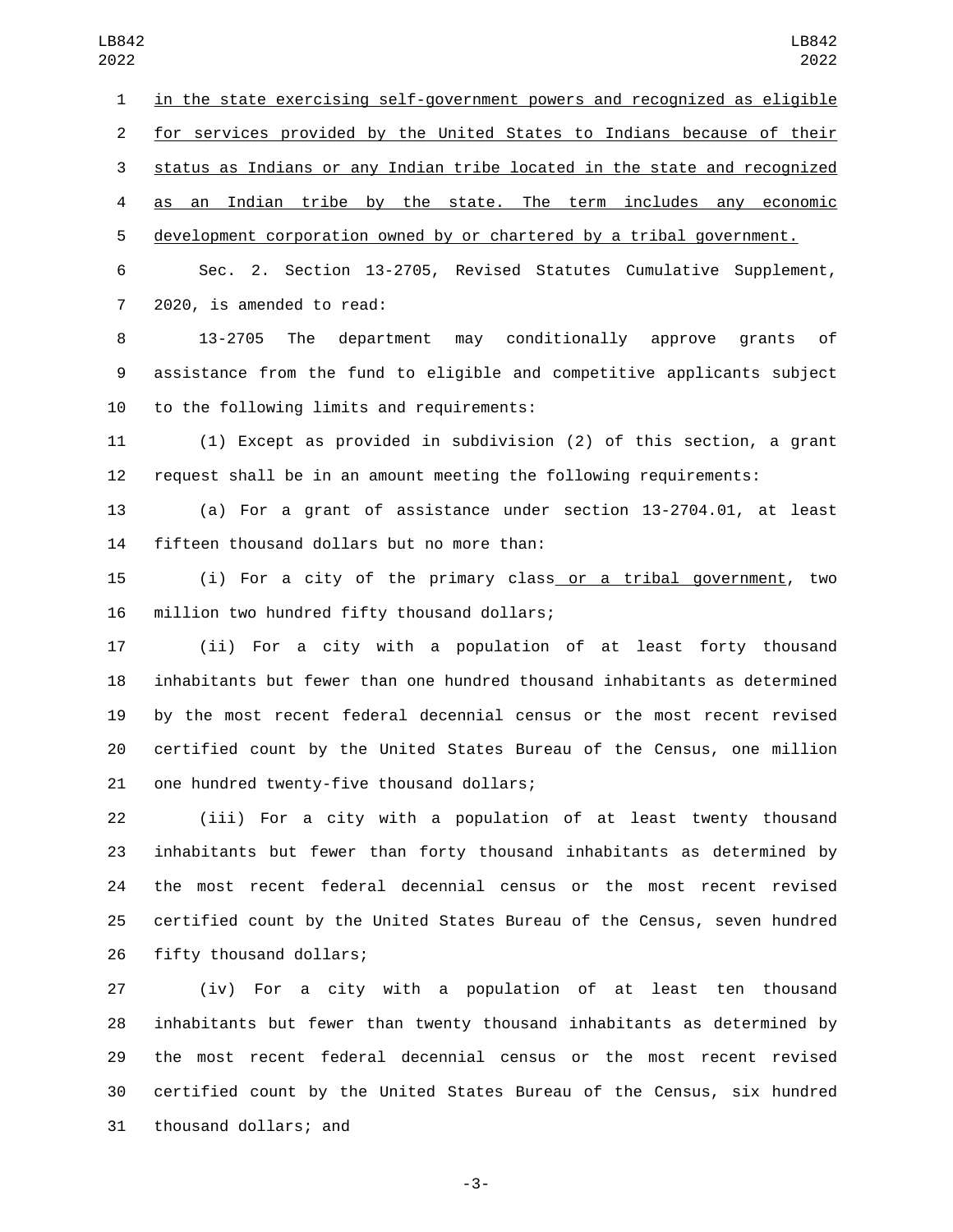in the state exercising self-government powers and recognized as eligible for services provided by the United States to Indians because of their status as Indians or any Indian tribe located in the state and recognized as an Indian tribe by the state. The term includes any economic development corporation owned by or chartered by a tribal government.

Sec. 2. Section 13-2705, Revised Statutes Cumulative Supplement, 2020, is amended to read:

13-2705 The department may conditionally approve grants of assistance from the fund to eligible and competitive applicants subject to the following limits and requirements:

(1) Except as provided in subdivision (2) of this section, a grant request shall be in an amount meeting the following requirements:

(a) For a grant of assistance under section 13-2704.01, at least fifteen thousand dollars but no more than:

(i) For a city of the primary class or a tribal government, two million two hundred fifty thousand dollars;

(ii) For a city with a population of at least forty thousand inhabitants but fewer than one hundred thousand inhabitants as determined by the most recent federal decennial census or the most recent revised certified count by the United States Bureau of the Census, one million one hundred twenty-five thousand dollars;

(iii) For a city with a population of at least twenty thousand inhabitants but fewer than forty thousand inhabitants as determined by the most recent federal decennial census or the most recent revised certified count by the United States Bureau of the Census, seven hundred fifty thousand dollars;

(iv) For a city with a population of at least ten thousand inhabitants but fewer than twenty thousand inhabitants as determined by the most recent federal decennial census or the most recent revised certified count by the United States Bureau of the Census, six hundred thousand dollars; and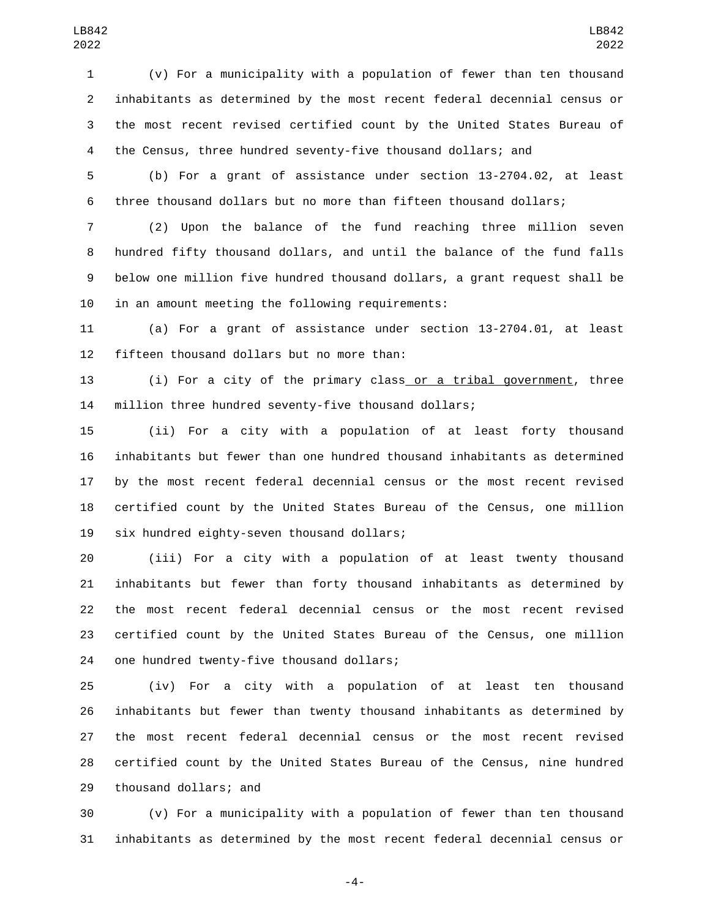(v) For a municipality with a population of fewer than ten thousand inhabitants as determined by the most recent federal decennial census or the most recent revised certified count by the United States Bureau of the Census, three hundred seventy-five thousand dollars; and

(b) For a grant of assistance under section 13-2704.02, at least three thousand dollars but no more than fifteen thousand dollars;

(2) Upon the balance of the fund reaching three million seven hundred fifty thousand dollars, and until the balance of the fund falls below one million five hundred thousand dollars, a grant request shall be in an amount meeting the following requirements:

(a) For a grant of assistance under section 13-2704.01, at least fifteen thousand dollars but no more than:

(i) For a city of the primary class or a tribal government, three million three hundred seventy-five thousand dollars;

(ii) For a city with a population of at least forty thousand inhabitants but fewer than one hundred thousand inhabitants as determined by the most recent federal decennial census or the most recent revised certified count by the United States Bureau of the Census, one million six hundred eighty-seven thousand dollars;

(iii) For a city with a population of at least twenty thousand inhabitants but fewer than forty thousand inhabitants as determined by the most recent federal decennial census or the most recent revised certified count by the United States Bureau of the Census, one million one hundred twenty-five thousand dollars;

(iv) For a city with a population of at least ten thousand inhabitants but fewer than twenty thousand inhabitants as determined by the most recent federal decennial census or the most recent revised certified count by the United States Bureau of the Census, nine hundred thousand dollars; and

(v) For a municipality with a population of fewer than ten thousand inhabitants as determined by the most recent federal decennial census or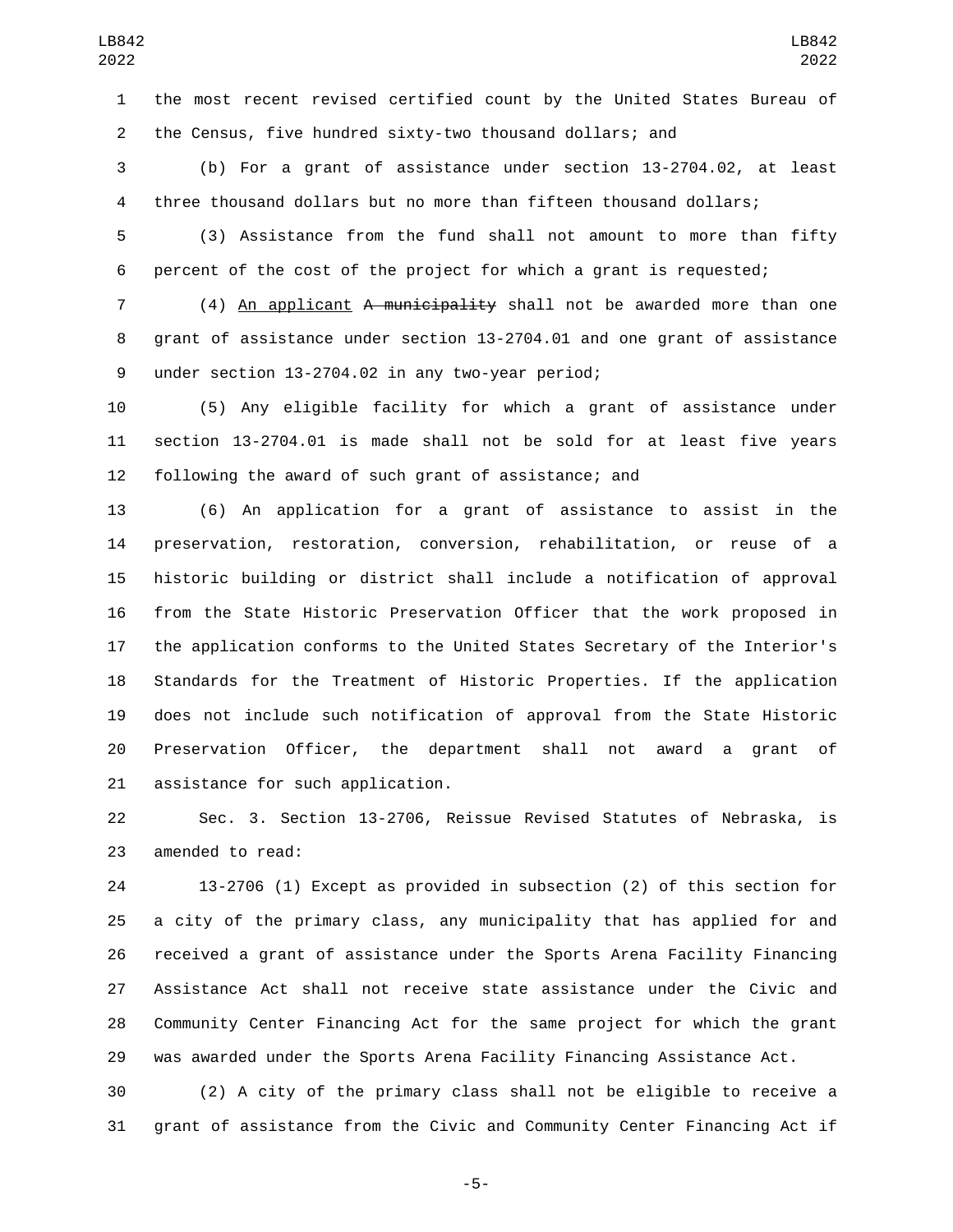the most recent revised certified count by the United States Bureau of the Census, five hundred sixty-two thousand dollars; and

(b) For a grant of assistance under section 13-2704.02, at least three thousand dollars but no more than fifteen thousand dollars;

(3) Assistance from the fund shall not amount to more than fifty percent of the cost of the project for which a grant is requested;

(4) An applicant ~~A municipality~~ shall not be awarded more than one grant of assistance under section 13-2704.01 and one grant of assistance under section 13-2704.02 in any two-year period;

(5) Any eligible facility for which a grant of assistance under section 13-2704.01 is made shall not be sold for at least five years following the award of such grant of assistance; and

(6) An application for a grant of assistance to assist in the preservation, restoration, conversion, rehabilitation, or reuse of a historic building or district shall include a notification of approval from the State Historic Preservation Officer that the work proposed in the application conforms to the United States Secretary of the Interior's Standards for the Treatment of Historic Properties. If the application does not include such notification of approval from the State Historic Preservation Officer, the department shall not award a grant of assistance for such application.

Sec. 3. Section 13-2706, Reissue Revised Statutes of Nebraska, is amended to read:

13-2706 (1) Except as provided in subsection (2) of this section for a city of the primary class, any municipality that has applied for and received a grant of assistance under the Sports Arena Facility Financing Assistance Act shall not receive state assistance under the Civic and Community Center Financing Act for the same project for which the grant was awarded under the Sports Arena Facility Financing Assistance Act.

(2) A city of the primary class shall not be eligible to receive a grant of assistance from the Civic and Community Center Financing Act if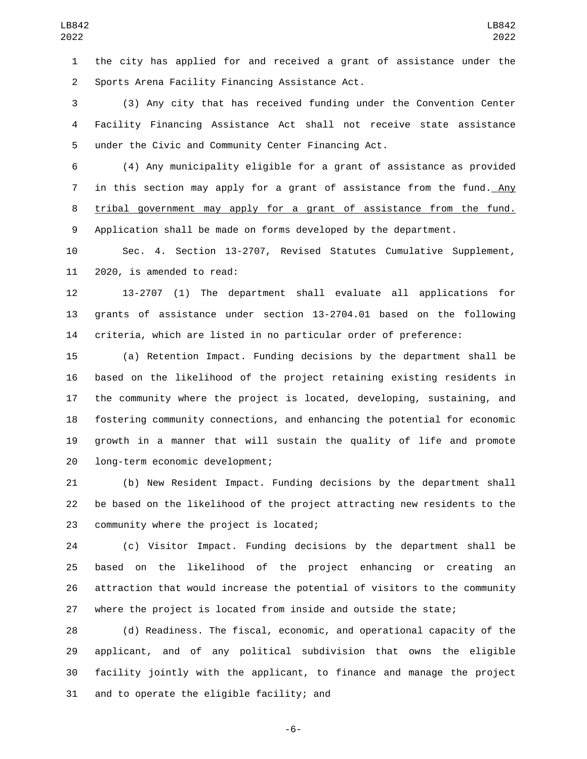the city has applied for and received a grant of assistance under the Sports Arena Facility Financing Assistance Act.

(3) Any city that has received funding under the Convention Center Facility Financing Assistance Act shall not receive state assistance under the Civic and Community Center Financing Act.

(4) Any municipality eligible for a grant of assistance as provided in this section may apply for a grant of assistance from the fund. <u>Any tribal government may apply for a grant of assistance from the fund.</u> Application shall be made on forms developed by the department.

Sec. 4. Section 13-2707, Revised Statutes Cumulative Supplement, 2020, is amended to read:

13-2707 (1) The department shall evaluate all applications for grants of assistance under section 13-2704.01 based on the following criteria, which are listed in no particular order of preference:

(a) Retention Impact. Funding decisions by the department shall be based on the likelihood of the project retaining existing residents in the community where the project is located, developing, sustaining, and fostering community connections, and enhancing the potential for economic growth in a manner that will sustain the quality of life and promote long-term economic development;

(b) New Resident Impact. Funding decisions by the department shall be based on the likelihood of the project attracting new residents to the community where the project is located;

(c) Visitor Impact. Funding decisions by the department shall be based on the likelihood of the project enhancing or creating an attraction that would increase the potential of visitors to the community where the project is located from inside and outside the state;

(d) Readiness. The fiscal, economic, and operational capacity of the applicant, and of any political subdivision that owns the eligible facility jointly with the applicant, to finance and manage the project and to operate the eligible facility; and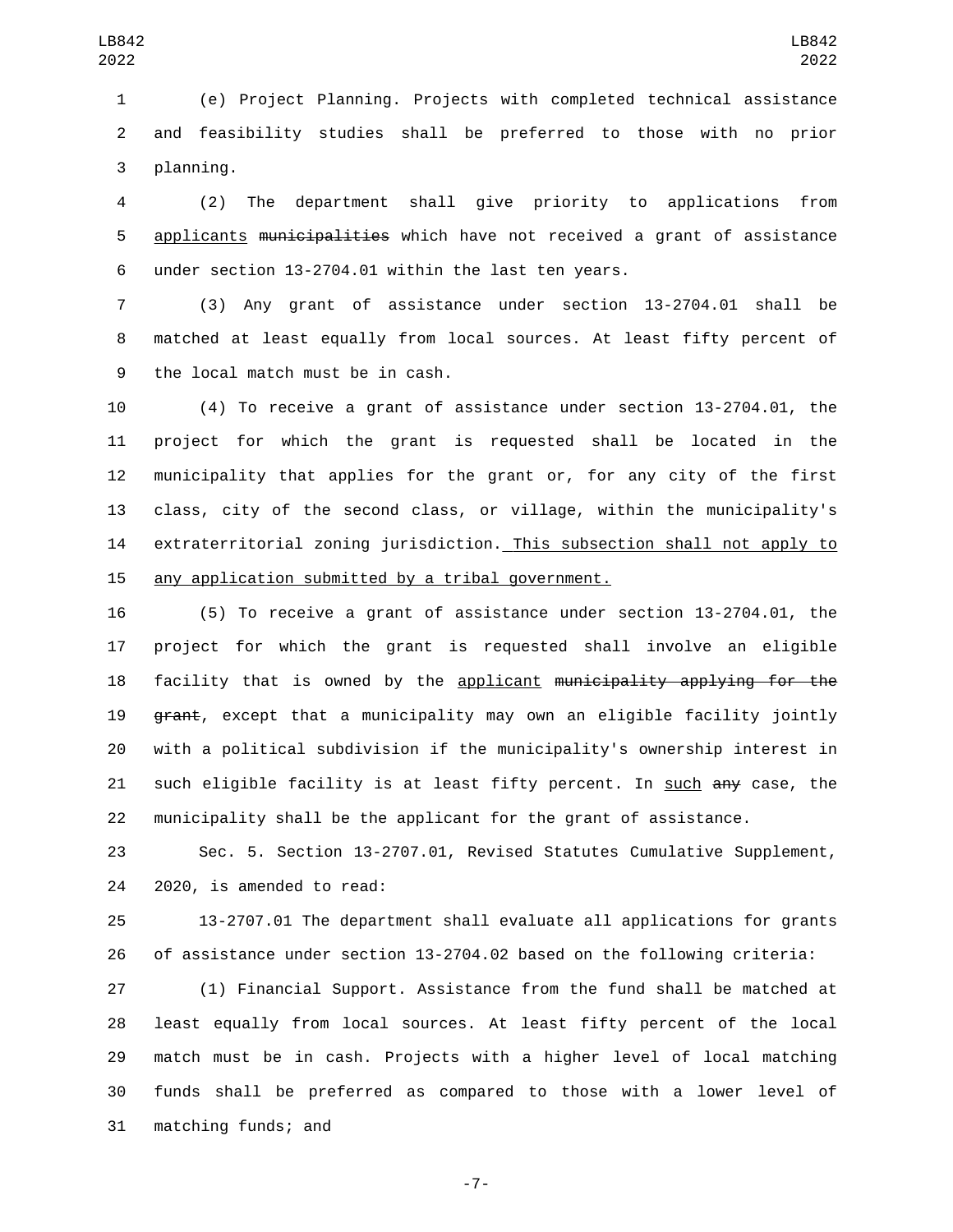(e) Project Planning. Projects with completed technical assistance and feasibility studies shall be preferred to those with no prior planning.

(2) The department shall give priority to applications from applicants ~~municipalities~~ which have not received a grant of assistance under section 13-2704.01 within the last ten years.

(3) Any grant of assistance under section 13-2704.01 shall be matched at least equally from local sources. At least fifty percent of the local match must be in cash.

(4) To receive a grant of assistance under section 13-2704.01, the project for which the grant is requested shall be located in the municipality that applies for the grant or, for any city of the first class, city of the second class, or village, within the municipality's extraterritorial zoning jurisdiction. This subsection shall not apply to any application submitted by a tribal government.

(5) To receive a grant of assistance under section 13-2704.01, the project for which the grant is requested shall involve an eligible facility that is owned by the applicant ~~municipality applying for the grant~~, except that a municipality may own an eligible facility jointly with a political subdivision if the municipality's ownership interest in such eligible facility is at least fifty percent. In such ~~any~~ case, the municipality shall be the applicant for the grant of assistance.

Sec. 5. Section 13-2707.01, Revised Statutes Cumulative Supplement, 2020, is amended to read:

13-2707.01 The department shall evaluate all applications for grants of assistance under section 13-2704.02 based on the following criteria:

(1) Financial Support. Assistance from the fund shall be matched at least equally from local sources. At least fifty percent of the local match must be in cash. Projects with a higher level of local matching funds shall be preferred as compared to those with a lower level of matching funds; and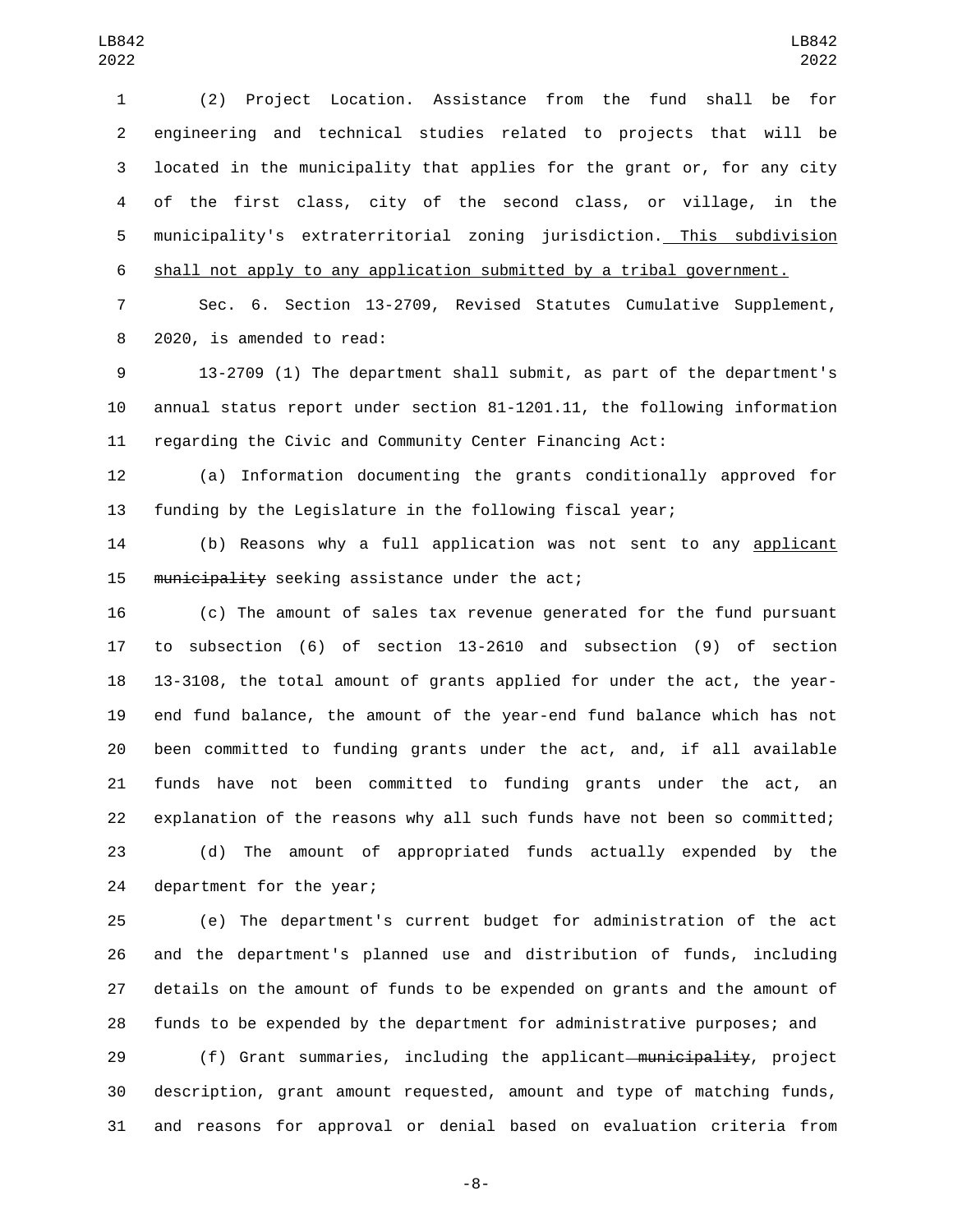(2) Project Location. Assistance from the fund shall be for engineering and technical studies related to projects that will be located in the municipality that applies for the grant or, for any city of the first class, city of the second class, or village, in the municipality's extraterritorial zoning jurisdiction. This subdivision shall not apply to any application submitted by a tribal government.

Sec. 6. Section 13-2709, Revised Statutes Cumulative Supplement, 2020, is amended to read:

13-2709 (1) The department shall submit, as part of the department's annual status report under section 81-1201.11, the following information regarding the Civic and Community Center Financing Act:

(a) Information documenting the grants conditionally approved for funding by the Legislature in the following fiscal year;

(b) Reasons why a full application was not sent to any applicant ~~municipality~~ seeking assistance under the act;

(c) The amount of sales tax revenue generated for the fund pursuant to subsection (6) of section 13-2610 and subsection (9) of section 13-3108, the total amount of grants applied for under the act, the year-end fund balance, the amount of the year-end fund balance which has not been committed to funding grants under the act, and, if all available funds have not been committed to funding grants under the act, an explanation of the reasons why all such funds have not been so committed;

(d) The amount of appropriated funds actually expended by the department for the year;

(e) The department's current budget for administration of the act and the department's planned use and distribution of funds, including details on the amount of funds to be expended on grants and the amount of funds to be expended by the department for administrative purposes; and

(f) Grant summaries, including the applicant ~~municipality~~, project description, grant amount requested, amount and type of matching funds, and reasons for approval or denial based on evaluation criteria from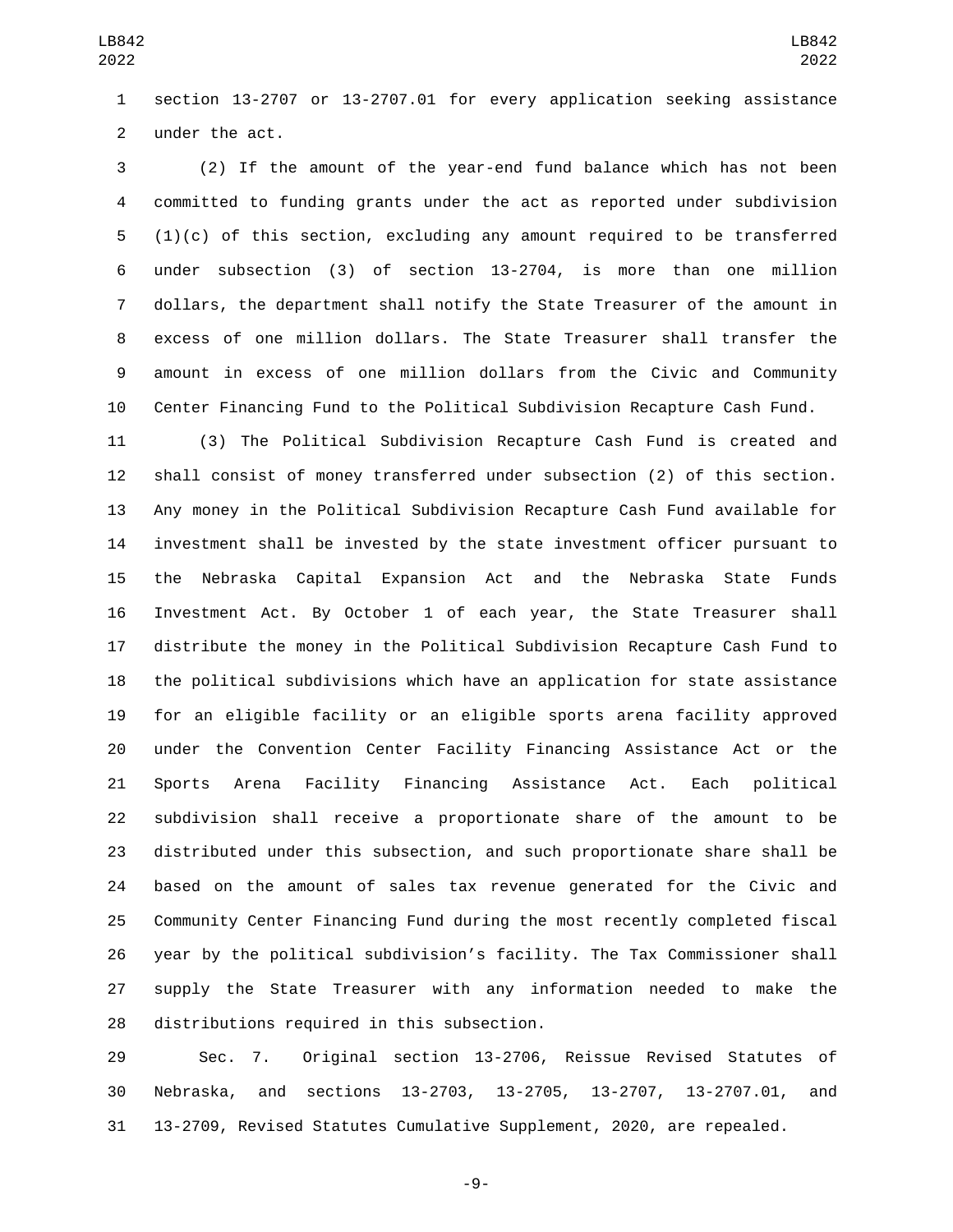section 13-2707 or 13-2707.01 for every application seeking assistance under the act.

(2) If the amount of the year-end fund balance which has not been committed to funding grants under the act as reported under subdivision (1)(c) of this section, excluding any amount required to be transferred under subsection (3) of section 13-2704, is more than one million dollars, the department shall notify the State Treasurer of the amount in excess of one million dollars. The State Treasurer shall transfer the amount in excess of one million dollars from the Civic and Community Center Financing Fund to the Political Subdivision Recapture Cash Fund.

(3) The Political Subdivision Recapture Cash Fund is created and shall consist of money transferred under subsection (2) of this section. Any money in the Political Subdivision Recapture Cash Fund available for investment shall be invested by the state investment officer pursuant to the Nebraska Capital Expansion Act and the Nebraska State Funds Investment Act. By October 1 of each year, the State Treasurer shall distribute the money in the Political Subdivision Recapture Cash Fund to the political subdivisions which have an application for state assistance for an eligible facility or an eligible sports arena facility approved under the Convention Center Facility Financing Assistance Act or the Sports Arena Facility Financing Assistance Act. Each political subdivision shall receive a proportionate share of the amount to be distributed under this subsection, and such proportionate share shall be based on the amount of sales tax revenue generated for the Civic and Community Center Financing Fund during the most recently completed fiscal year by the political subdivision's facility. The Tax Commissioner shall supply the State Treasurer with any information needed to make the distributions required in this subsection.

Sec. 7. Original section 13-2706, Reissue Revised Statutes of Nebraska, and sections 13-2703, 13-2705, 13-2707, 13-2707.01, and 13-2709, Revised Statutes Cumulative Supplement, 2020, are repealed.